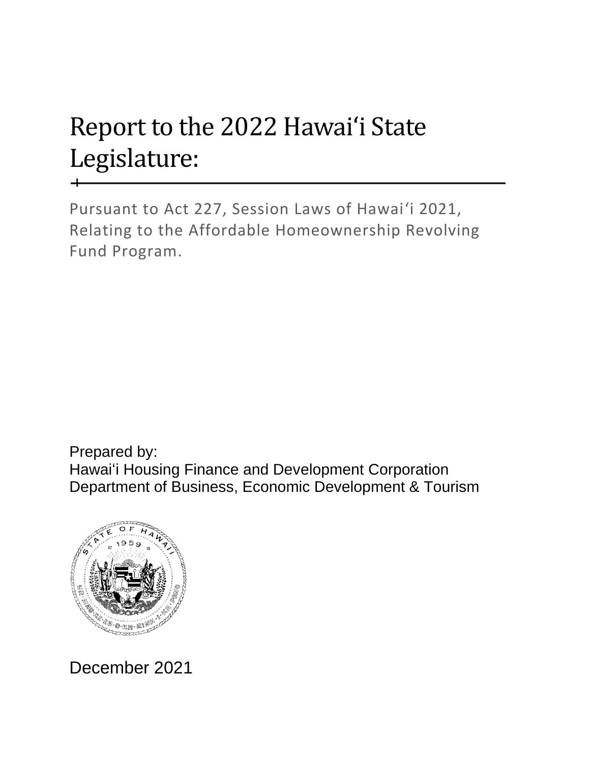# Report to the 2022 Hawai'i State Legislature:

Pursuant to Act 227, Session Laws of Hawai'i 2021, Relating to the Affordable Homeownership Revolving Fund Program.

Prepared by:
Hawai'i Housing Finance and Development Corporation
Department of Business, Economic Development & Tourism

December 2021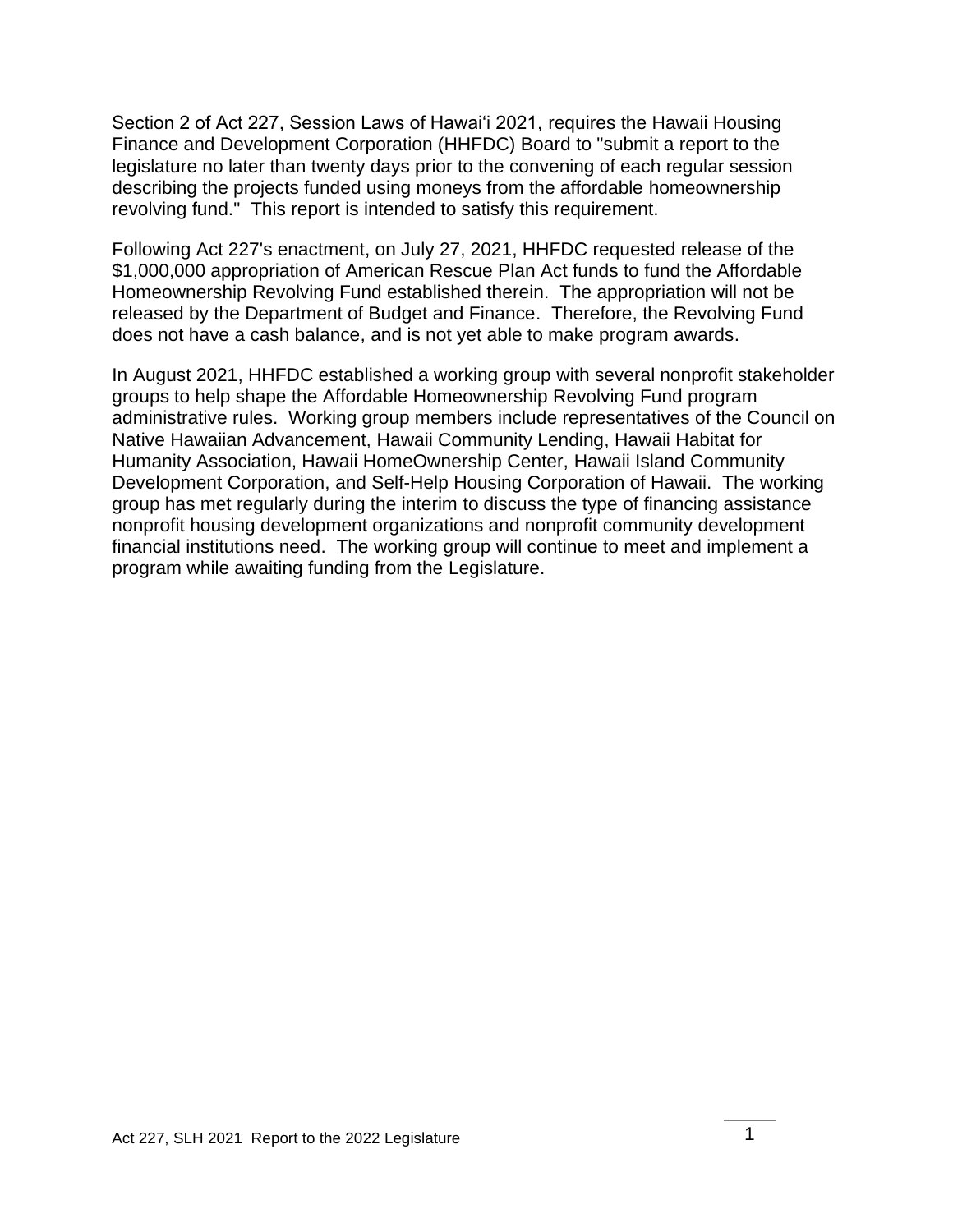Section 2 of Act 227, Session Laws of Hawaiʻi 2021, requires the Hawaii Housing Finance and Development Corporation (HHFDC) Board to "submit a report to the legislature no later than twenty days prior to the convening of each regular session describing the projects funded using moneys from the affordable homeownership revolving fund." This report is intended to satisfy this requirement.

Following Act 227's enactment, on July 27, 2021, HHFDC requested release of the $1,000,000 appropriation of American Rescue Plan Act funds to fund the Affordable Homeownership Revolving Fund established therein. The appropriation will not be released by the Department of Budget and Finance. Therefore, the Revolving Fund does not have a cash balance, and is not yet able to make program awards.

In August 2021, HHFDC established a working group with several nonprofit stakeholder groups to help shape the Affordable Homeownership Revolving Fund program administrative rules. Working group members include representatives of the Council on Native Hawaiian Advancement, Hawaii Community Lending, Hawaii Habitat for Humanity Association, Hawaii HomeOwnership Center, Hawaii Island Community Development Corporation, and Self-Help Housing Corporation of Hawaii. The working group has met regularly during the interim to discuss the type of financing assistance nonprofit housing development organizations and nonprofit community development financial institutions need. The working group will continue to meet and implement a program while awaiting funding from the Legislature.